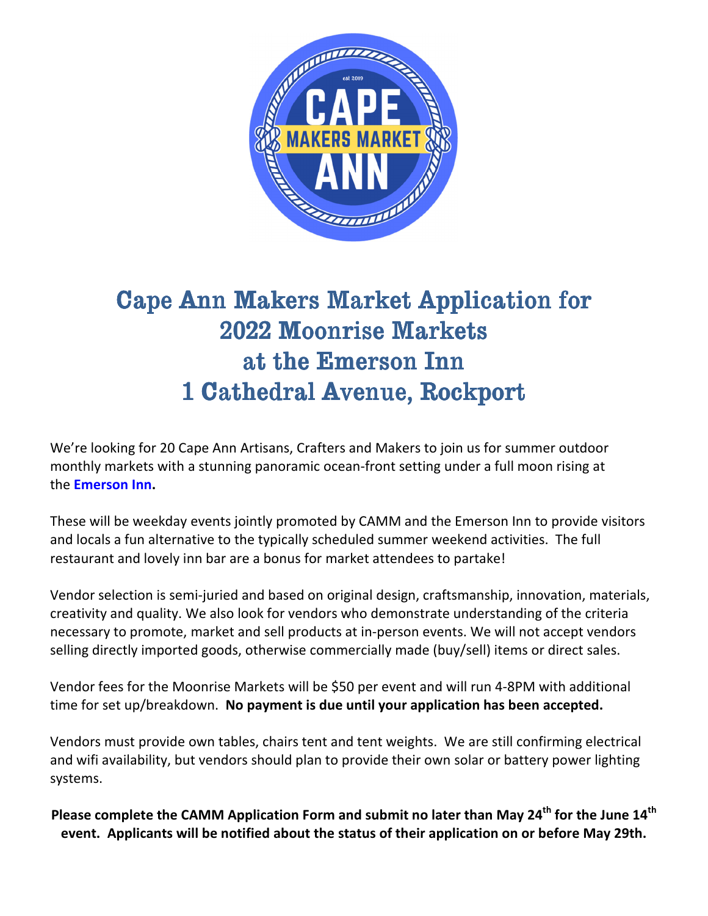# Cape Ann Makers Market Application for 2022 Moonrise Markets at the Emerson Inn 1 Cathedral Avenue, Rockport

We're looking for 20 Cape Ann Artisans, Crafters and Makers to join us for summer outdoor monthly markets with a stunning panoramic ocean-front setting under a full moon rising at the **Emerson Inn.**

These will be weekday events jointly promoted by CAMM and the Emerson Inn to provide visitors and locals a fun alternative to the typically scheduled summer weekend activities. The full restaurant and lovely inn bar are a bonus for market attendees to partake!

Vendor selection is semi-juried and based on original design, craftsmanship, innovation, materials, creativity and quality. We also look for vendors who demonstrate understanding of the criteria necessary to promote, market and sell products at in-person events. We will not accept vendors selling directly imported goods, otherwise commercially made (buy/sell) items or direct sales.

Vendor fees for the Moonrise Markets will be $50 per event and will run 4-8PM with additional time for set up/breakdown. **No payment is due until your application has been accepted.**

Vendors must provide own tables, chairs tent and tent weights. We are still confirming electrical and wifi availability, but vendors should plan to provide their own solar or battery power lighting systems.

**Please complete the CAMM Application Form and submit no later than May 24th for the June 14th event. Applicants will be notified about the status of their application on or before May 29th.**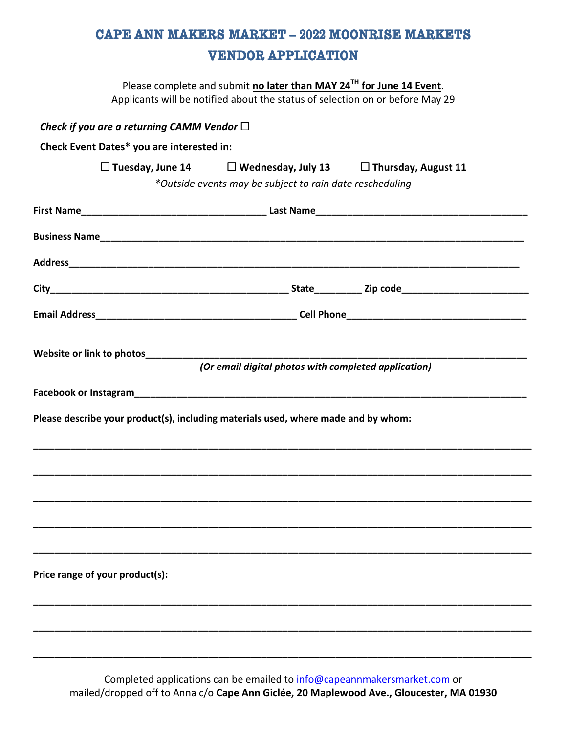# CAPE ANN MAKERS MARKET – 2022 MOONRISE MARKETS

# VENDOR APPLICATION

Please complete and submit **no later than MAY 24TH for June 14 Event**.
Applicants will be notified about the status of selection on or before May 29

***Check if you are a returning CAMM Vendor*** ☐

**Check Event Dates\* you are interested in:**

☐ **Tuesday, June 14** ☐ **Wednesday, July 13** ☐ **Thursday, August 11**

*\*Outside events may be subject to rain date rescheduling*

**First Name**___________________________________ **Last Name**________________________________________

**Business Name**________________________________________________________________________________

**Address**_______________________________________________________________________________________

**City**_____________________________________________ **State**_________ **Zip code**________________________

**Email Address**______________________________________ **Cell Phone**__________________________________

**Website or link to photos**________________________________________________________________________

***(Or email digital photos with completed application)***

**Facebook or Instagram**__________________________________________________________________________

**Please describe your product(s), including materials used, where made and by whom:**

_______________________________________________________________________________________________

_______________________________________________________________________________________________

_______________________________________________________________________________________________

_______________________________________________________________________________________________

_______________________________________________________________________________________________

**Price range of your product(s):**

_______________________________________________________________________________________________

_______________________________________________________________________________________________

_______________________________________________________________________________________________

Completed applications can be emailed to info@capeannmakersmarket.com or mailed/dropped off to Anna c/o **Cape Ann Giclée, 20 Maplewood Ave., Gloucester, MA 01930**